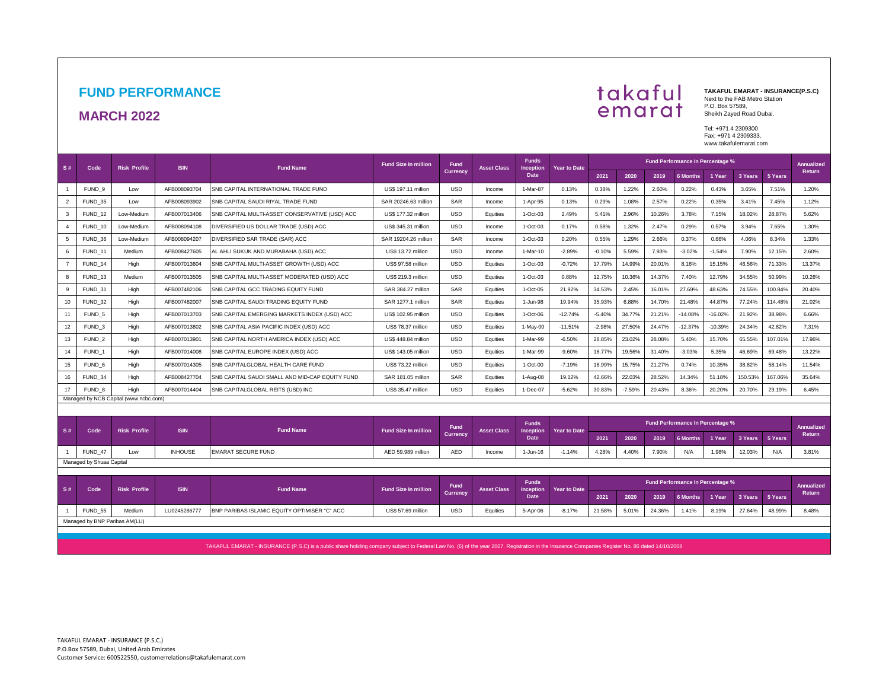# FUND PERFORMANCE

## MARCH 2022

takaful emarat

**TAKAFUL EMARAT - INSURANCE(P.S.C)**
Next to the FAB Metro Station
P.O. Box 57589,
Sheikh Zayed Road Dubai.

Tel: +971 4 2309300
Fax: +971 4 2309333,
www.takafulemarat.com

| S # | Code | Risk Profile | ISIN | Fund Name | Fund Size In million | Fund Currency | Asset Class | Funds Inception Date | Year to Date | Fund Performance In Percentage % | | | | | | | Annualized Return |
|---|---|---|---|---|---|---|---|---|---|---|---|---|---|---|---|---|---|
| | | | | | | | | | | 2021 | 2020 | 2019 | 6 Months | 1 Year | 3 Years | 5 Years | |
| 1 | FUND_9 | Low | AFB008093704 | SNB CAPITAL INTERNATIONAL TRADE FUND | US$ 197.11 million | USD | Income | 1-Mar-87 | 0.13% | 0.38% | 1.22% | 2.60% | 0.22% | 0.43% | 3.65% | 7.51% | 1.20% |
| 2 | FUND_35 | Low | AFB008093902 | SNB CAPITAL SAUDI RIYAL TRADE FUND | SAR 20246.63 million | SAR | Income | 1-Apr-95 | 0.13% | 0.29% | 1.08% | 2.57% | 0.22% | 0.35% | 3.41% | 7.45% | 1.12% |
| 3 | FUND_12 | Low-Medium | AFB007013406 | SNB CAPITAL MULTI-ASSET CONSERVATIVE (USD) ACC | US$ 177.32 million | USD | Equities | 1-Oct-03 | 2.49% | 5.41% | 2.96% | 10.26% | 3.78% | 7.15% | 18.02% | 28.87% | 5.62% |
| 4 | FUND_10 | Low-Medium | AFB008094108 | DIVERSIFIED US DOLLAR TRADE (USD) ACC | US$ 345.31 million | USD | Income | 1-Oct-03 | 0.17% | 0.58% | 1.32% | 2.47% | 0.29% | 0.57% | 3.94% | 7.65% | 1.30% |
| 5 | FUND_36 | Low-Medium | AFB008094207 | DIVERSIFIED SAR TRADE (SAR) ACC | SAR 19204.26 million | SAR | Income | 1-Oct-03 | 0.20% | 0.55% | 1.29% | 2.66% | 0.37% | 0.66% | 4.06% | 8.34% | 1.33% |
| 6 | FUND_11 | Medium | AFB008427605 | AL AHLI SUKUK AND MURABAHA (USD) ACC | US$ 13.72 million | USD | Income | 1-Mar-10 | -2.89% | -0.10% | 5.59% | 7.93% | -3.02% | -1.54% | 7.90% | 12.15% | 2.60% |
| 7 | FUND_14 | High | AFB007013604 | SNB CAPITAL MULTI-ASSET GROWTH (USD) ACC | US$ 97.58 million | USD | Equities | 1-Oct-03 | -0.72% | 17.79% | 14.99% | 20.01% | 8.16% | 15.15% | 46.56% | 71.33% | 13.37% |
| 8 | FUND_13 | Medium | AFB007013505 | SNB CAPITAL MULTI-ASSET MODERATED (USD) ACC | US$ 219.3 million | USD | Equities | 1-Oct-03 | 0.88% | 12.75% | 10.36% | 14.37% | 7.40% | 12.79% | 34.55% | 50.99% | 10.26% |
| 9 | FUND_31 | High | AFB007482106 | SNB CAPITAL GCC TRADING EQUITY FUND | SAR 384.27 million | SAR | Equities | 1-Oct-05 | 21.92% | 34.53% | 2.45% | 16.01% | 27.69% | 48.63% | 74.55% | 100.84% | 20.40% |
| 10 | FUND_32 | High | AFB007482007 | SNB CAPITAL SAUDI TRADING EQUITY FUND | SAR 1277.1 million | SAR | Equities | 1-Jun-98 | 19.94% | 35.93% | 6.88% | 14.70% | 21.48% | 44.87% | 77.24% | 114.48% | 21.02% |
| 11 | FUND_5 | High | AFB007013703 | SNB CAPITAL EMERGING MARKETS INDEX (USD) ACC | US$ 102.95 million | USD | Equities | 1-Oct-06 | -12.74% | -5.40% | 34.77% | 21.21% | -14.08% | -16.02% | 21.92% | 38.98% | 6.66% |
| 12 | FUND_3 | High | AFB007013802 | SNB CAPITAL ASIA PACIFIC INDEX (USD) ACC | US$ 78.37 million | USD | Equities | 1-May-00 | -11.51% | -2.98% | 27.50% | 24.47% | -12.37% | -10.39% | 24.34% | 42.82% | 7.31% |
| 13 | FUND_2 | High | AFB007013901 | SNB CAPITAL NORTH AMERICA INDEX (USD) ACC | US$ 448.84 million | USD | Equities | 1-Mar-99 | -6.50% | 28.85% | 23.02% | 28.08% | 5.40% | 15.70% | 65.55% | 107.01% | 17.96% |
| 14 | FUND_1 | High | AFB007014008 | SNB CAPITAL EUROPE INDEX (USD) ACC | US$ 143.05 million | USD | Equities | 1-Mar-99 | -9.60% | 16.77% | 19.56% | 31.40% | -3.03% | 5.35% | 46.69% | 69.48% | 13.22% |
| 15 | FUND_6 | High | AFB007014305 | SNB CAPITALGLOBAL HEALTH CARE FUND | US$ 73.22 million | USD | Equities | 1-Oct-00 | -7.19% | 16.99% | 15.75% | 21.27% | 0.74% | 10.35% | 38.82% | 58.14% | 11.54% |
| 16 | FUND_34 | High | AFB008427704 | SNB CAPITAL SAUDI SMALL AND MID-CAP EQUITY FUND | SAR 181.05 million | SAR | Equities | 1-Aug-08 | 19.12% | 42.66% | 22.03% | 28.52% | 14.34% | 51.18% | 150.53% | 167.06% | 35.64% |
| 17 | FUND_8 | High | AFB007014404 | SNB CAPITALGLOBAL REITS (USD) INC | US$ 35.47 million | USD | Equities | 1-Dec-07 | -5.62% | 30.83% | -7.59% | 20.43% | 8.36% | 20.20% | 20.70% | 29.19% | 6.45% |

Managed by NCB Capital (www.ncbc.com)

| S # | Code | Risk Profile | ISIN | Fund Name | Fund Size In million | Fund Currency | Asset Class | Funds Inception Date | Year to Date | Fund Performance In Percentage % | | | | | | | Annualized Return |
|---|---|---|---|---|---|---|---|---|---|---|---|---|---|---|---|---|---|
| | | | | | | | | | | 2021 | 2020 | 2019 | 6 Months | 1 Year | 3 Years | 5 Years | |
| 1 | FUND_47 | Low | INHOUSE | EMARAT SECURE FUND | AED 59.989 million | AED | Income | 1-Jun-16 | -1.14% | 4.28% | 4.40% | 7.90% | N/A | 1.98% | 12.03% | N/A | 3.81% |

Managed by Shuaa Capital

| S # | Code | Risk Profile | ISIN | Fund Name | Fund Size In million | Fund Currency | Asset Class | Funds Inception Date | Year to Date | Fund Performance In Percentage % | | | | | | | Annualized Return |
|---|---|---|---|---|---|---|---|---|---|---|---|---|---|---|---|---|---|
| | | | | | | | | | | 2021 | 2020 | 2019 | 6 Months | 1 Year | 3 Years | 5 Years | |
| 1 | FUND_55 | Medium | LU0245286777 | BNP PARIBAS ISLAMIC EQUITY OPTIMISER "C" ACC | US$ 57.69 million | USD | Equities | 5-Apr-06 | -8.17% | 21.58% | 5.01% | 24.36% | 1.41% | 8.19% | 27.64% | 48.99% | 8.48% |

Managed by BNP Paribas AM(LU)

TAKAFUL EMARAT - INSURANCE (P.S.C) is a public share holiding company subject to Federal Law No. (6) of the year 2007. Registration in the Insurance Companies Register No. 86 dated 14/10/2008

TAKAFUL EMARAT - INSURANCE (P.S.C.)
P.O.Box 57589, Dubai, United Arab Emirates
Customer Service: 600522550, customerrelations@takafulemarat.com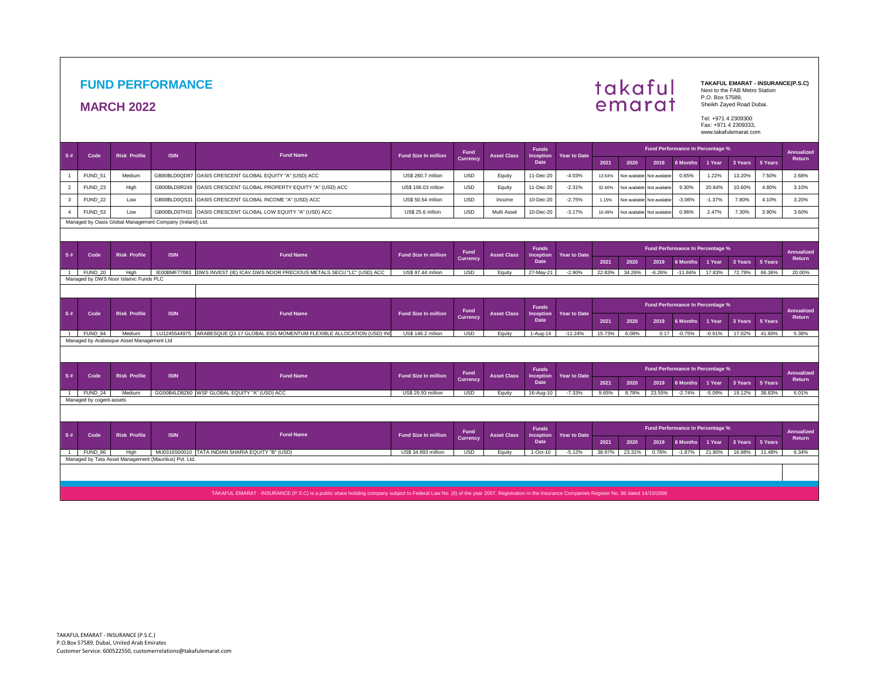# FUND PERFORMANCE

## MARCH 2022

takaful emarat

**TAKAFUL EMARAT - INSURANCE(P.S.C)**
Next to the FAB Metro Station
P.O. Box 57589,
Sheikh Zayed Road Dubai.

Tel: +971 4 2309300
Fax: +971 4 2309333,
www.takafulemarat.com

| S # | Code | Risk Profile | ISIN | Fund Name | Fund Size In million | Fund Currency | Asset Class | Funds Inception Date | Year to Date | Fund Performance In Percentage % | | | | | | | Annualized Return |
|---|---|---|---|---|---|---|---|---|---|---|---|---|---|---|---|---|---|
| | | | | | | | | | | 2021 | 2020 | 2019 | 6 Months | 1 Year | 3 Years | 5 Years | |
| 1 | FUND_51 | Medium | GB00BLD0QD87 | OASIS CRESCENT GLOBAL EQUITY "A" (USD) ACC | US$ 260.7 mllion | USD | Equity | 11-Dec-20 | -4.03% | 13.54% | Not available | Not available | 0.65% | 1.22% | 13.20% | 7.50% | 2.68% |
| 2 | FUND_23 | High | GB00BLD0R249 | OASIS CRESCENT GLOBAL PROPERTY EQUITY "A" (USD) ACC | US$ 106.03 mllion | USD | Equity | 11-Dec-20 | -2.31% | 32.60% | Not available | Not available | 9.30% | 20.84% | 10.60% | 4.80% | 3.10% |
| 3 | FUND_22 | Low | GB00BLD0QS31 | OASIS CRESCENT GLOBAL INCOME "A" (USD) ACC | US$ 50.54 mllion | USD | Income | 10-Dec-20 | -2.75% | 1.15% | Not available | Not available | -3.06% | -1.37% | 7.80% | 4.10% | 3.20% |
| 4 | FUND_53 | Low | GB00BLD0TH31 | OASIS CRESCENT GLOBAL LOW EQUITY "A" (USD) ACC | US$ 25.6 mllion | USD | Multi Asset | 10-Dec-20 | -3.17% | 10.49% | Not available | Not available | 0.96% | 2.47% | 7.30% | 3.90% | 3.60% |

Managed by Oasis Global Management Company (Ireland) Ltd.

| S # | Code | Risk Profile | ISIN | Fund Name | Fund Size In million | Fund Currency | Asset Class | Funds Inception Date | Year to Date | Fund Performance In Percentage % | | | | | | | Annualized Return |
|---|---|---|---|---|---|---|---|---|---|---|---|---|---|---|---|---|---|
| | | | | | | | | | | 2021 | 2020 | 2019 | 6 Months | 1 Year | 3 Years | 5 Years | |
| 1 | FUND_20 | High | IE00BMF77083 | DWS INVEST (IE) ICAV DWS NOOR PRECIOUS METALS SECU "LC" (USD) ACC | US$ 97.44 mllion | USD | Equity | 27-May-21 | -2.90% | 22.83% | 34.26% | -6.26% | -11.84% | 17.83% | 72.79% | 66.36% | 20.00% |

Managed by DWS Noor Islamic Funds PLC

| S # | Code | Risk Profile | ISIN | Fund Name | Fund Size In million | Fund Currency | Asset Class | Funds Inception Date | Year to Date | Fund Performance In Percentage % | | | | | | | Annualized Return |
|---|---|---|---|---|---|---|---|---|---|---|---|---|---|---|---|---|---|
| | | | | | | | | | | 2021 | 2020 | 2019 | 6 Months | 1 Year | 3 Years | 5 Years | |
| 1 | FUND_84 | Medium | LU1245544975 | ARABESQUE Q3.17 GLOBAL ESG MOMENTUM FLEXIBLE ALLOCATION (USD) INC | US$ 146.2 mllion | USD | Equity | 1-Aug-14 | -11.24% | 15.73% | 6.08% | 0.17 | -0.75% | -0.61% | 17.02% | 41.60% | 5.38% |

Managed by Arabesque Asset Management Ltd

| S # | Code | Risk Profile | ISIN | Fund Name | Fund Size In million | Fund Currency | Asset Class | Funds Inception Date | Year to Date | Fund Performance In Percentage % | | | | | | | Annualized Return |
|---|---|---|---|---|---|---|---|---|---|---|---|---|---|---|---|---|---|
| | | | | | | | | | | 2021 | 2020 | 2019 | 6 Months | 1 Year | 3 Years | 5 Years | |
| 1 | FUND_24 | Medium | GG00B4LD8Z60 | WSF GLOBAL EQUITY "A" (USD) ACC | US$ 29.93 million | USD | Equity | 16-Aug-10 | -7.33% | 9.65% | 8.78% | 23.55% | -2.74% | -5.09% | 19.12% | 38.83% | 6.01% |

Managed by cogent-assets

| S # | Code | Risk Profile | ISIN | Fund Name | Fund Size In million | Fund Currency | Asset Class | Funds Inception Date | Year to Date | Fund Performance In Percentage % | | | | | | | Annualized Return |
|---|---|---|---|---|---|---|---|---|---|---|---|---|---|---|---|---|---|
| | | | | | | | | | | 2021 | 2020 | 2019 | 6 Months | 1 Year | 3 Years | 5 Years | |
| 1 | FUND_86 | High | MU0316S00010 | TATA INDIAN SHARIA EQUITY "B" (USD) | US$ 34.893 million | USD | Equity | 1-Oct-10 | -5.12% | 38.97% | 23.31% | 0.78% | -1.87% | 21.80% | 16.88% | 11.48% | 6.34% |

Managed by Tata Asset Management (Mauritius) Pvt. Ltd.

TAKAFUL EMARAT - INSURANCE (P.S.C) is a public share holiding company subject to Federal Law No. (6) of the year 2007. Registration in the Insurance Companies Register No. 86 dated 14/10/2008

TAKAFUL EMARAT - INSURANCE (P.S.C.)
P.O.Box 57589, Dubai, United Arab Emirates
Customer Service: 600522550, customerrelations@takafulemarat.com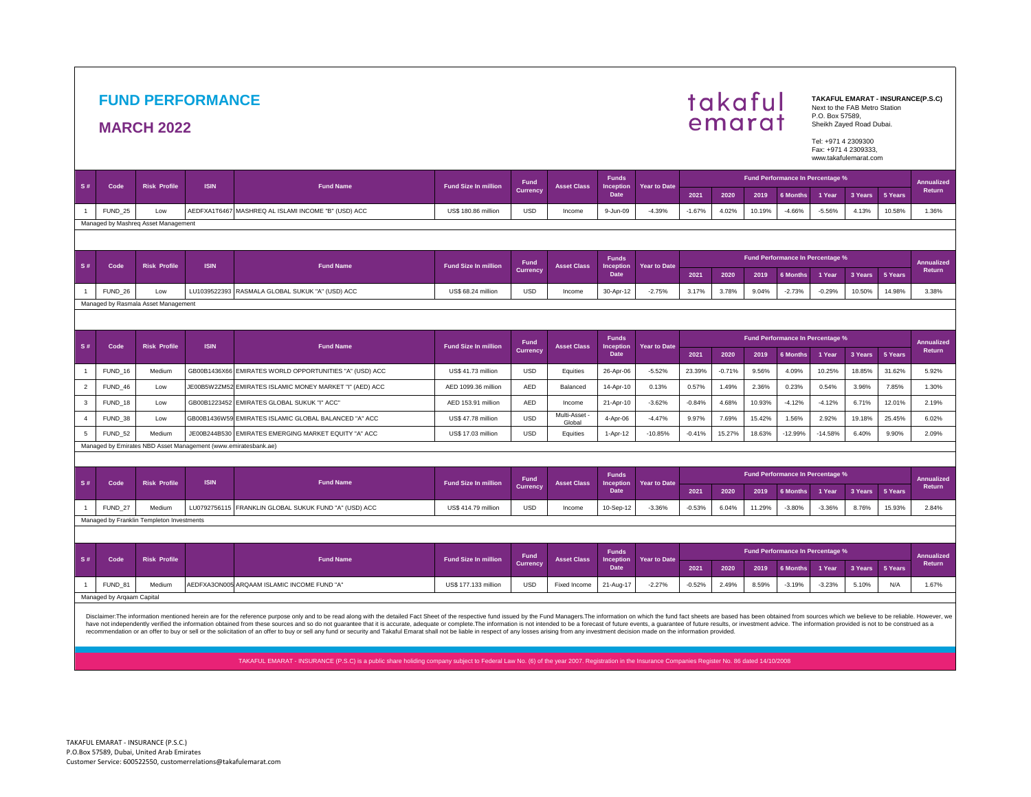# FUND PERFORMANCE

## MARCH 2022

takaful emarat

**TAKAFUL EMARAT - INSURANCE(P.S.C)**
Next to the FAB Metro Station
P.O. Box 57589,
Sheikh Zayed Road Dubai.

Tel: +971 4 2309300
Fax: +971 4 2309333,
www.takafulemarat.com

| S # | Code | Risk Profile | ISIN | Fund Name | Fund Size In million | Fund Currency | Asset Class | Funds Inception Date | Year to Date | Fund Performance In Percentage % | | | | | | | Annualized Return |
|---|---|---|---|---|---|---|---|---|---|---|---|---|---|---|---|---|---|
| | | | | | | | | | | 2021 | 2020 | 2019 | 6 Months | 1 Year | 3 Years | 5 Years | |
| 1 | FUND_25 | Low | AEDFXA1T6467 | MASHREQ AL ISLAMI INCOME "B" (USD) ACC | US$ 180.86 million | USD | Income | 9-Jun-09 | -4.39% | -1.67% | 4.02% | 10.19% | -4.66% | -5.56% | 4.13% | 10.58% | 1.36% |

Managed by Mashreq Asset Management

| S # | Code | Risk Profile | ISIN | Fund Name | Fund Size In million | Fund Currency | Asset Class | Funds Inception Date | Year to Date | Fund Performance In Percentage % | | | | | | | Annualized Return |
|---|---|---|---|---|---|---|---|---|---|---|---|---|---|---|---|---|---|
| | | | | | | | | | | 2021 | 2020 | 2019 | 6 Months | 1 Year | 3 Years | 5 Years | |
| 1 | FUND_26 | Low | LU1039522393 | RASMALA GLOBAL SUKUK "A" (USD) ACC | US$ 68.24 million | USD | Income | 30-Apr-12 | -2.75% | 3.17% | 3.78% | 9.04% | -2.73% | -0.29% | 10.50% | 14.98% | 3.38% |

Managed by Rasmala Asset Management

| S # | Code | Risk Profile | ISIN | Fund Name | Fund Size In million | Fund Currency | Asset Class | Funds Inception Date | Year to Date | Fund Performance In Percentage % | | | | | | | Annualized Return |
|---|---|---|---|---|---|---|---|---|---|---|---|---|---|---|---|---|---|
| | | | | | | | | | | 2021 | 2020 | 2019 | 6 Months | 1 Year | 3 Years | 5 Years | |
| 1 | FUND_16 | Medium | GB00B1436X66 | EMIRATES WORLD OPPORTUNITIES "A" (USD) ACC | US$ 41.73 million | USD | Equities | 26-Apr-06 | -5.52% | 23.39% | -0.71% | 9.56% | 4.09% | 10.25% | 18.85% | 31.62% | 5.92% |
| 2 | FUND_46 | Low | JE00B5W2ZM52 | EMIRATES ISLAMIC MONEY MARKET "I" (AED) ACC | AED 1099.36 million | AED | Balanced | 14-Apr-10 | 0.13% | 0.57% | 1.49% | 2.36% | 0.23% | 0.54% | 3.96% | 7.85% | 1.30% |
| 3 | FUND_18 | Low | GB00B1223452 | EMIRATES GLOBAL SUKUK "I" ACC" | AED 153.91 million | AED | Income | 21-Apr-10 | -3.62% | -0.84% | 4.68% | 10.93% | -4.12% | -4.12% | 6.71% | 12.01% | 2.19% |
| 4 | FUND_38 | Low | GB00B1436W59 | EMIRATES ISLAMIC GLOBAL BALANCED "A" ACC | US$ 47.78 million | USD | Multi-Asset - Global | 4-Apr-06 | -4.47% | 9.97% | 7.69% | 15.42% | 1.56% | 2.92% | 19.18% | 25.45% | 6.02% |
| 5 | FUND_52 | Medium | JE00B244B530 | EMIRATES EMERGING MARKET EQUITY "A" ACC | US$ 17.03 million | USD | Equities | 1-Apr-12 | -10.85% | -0.41% | 15.27% | 18.63% | -12.99% | -14.58% | 6.40% | 9.90% | 2.09% |

Managed by Emirates NBD Asset Management (www.emiratesbank.ae)

| S # | Code | Risk Profile | ISIN | Fund Name | Fund Size In million | Fund Currency | Asset Class | Funds Inception Date | Year to Date | Fund Performance In Percentage % | | | | | | | Annualized Return |
|---|---|---|---|---|---|---|---|---|---|---|---|---|---|---|---|---|---|
| | | | | | | | | | | 2021 | 2020 | 2019 | 6 Months | 1 Year | 3 Years | 5 Years | |
| 1 | FUND_27 | Medium | LU0792756115 | FRANKLIN GLOBAL SUKUK FUND "A" (USD) ACC | US$ 414.79 million | USD | Income | 10-Sep-12 | -3.36% | -0.53% | 6.04% | 11.29% | -3.80% | -3.36% | 8.76% | 15.93% | 2.84% |

Managed by Franklin Templeton Investments

| S # | Code | Risk Profile | | Fund Name | Fund Size In million | Fund Currency | Asset Class | Funds Inception Date | Year to Date | Fund Performance In Percentage % | | | | | | | Annualized Return |
|---|---|---|---|---|---|---|---|---|---|---|---|---|---|---|---|---|---|
| | | | | | | | | | | 2021 | 2020 | 2019 | 6 Months | 1 Year | 3 Years | 5 Years | |
| 1 | FUND_81 | Medium | AEDFXA3ON005 | ARQAAM ISLAMIC INCOME FUND "A" | US$ 177.133 million | USD | Fixed Income | 21-Aug-17 | -2.27% | -0.52% | 2.49% | 8.59% | -3.19% | -3.23% | 5.10% | N/A | 1.67% |

Managed by Arqaam Capital

Disclaimer:The information mentioned herein are for the reference purpose only and to be read along with the detailed Fact Sheet of the respective fund issued by the Fund Managers.The information on which the fund fact sheets are based has been obtained from sources which we believe to be reliable. However, we have not independently verified the information obtained from these sources and so do not guarantee that it is accurate, adequate or complete.The information is not intended to be a forecast of future events, a guarantee of future results, or investment advice. The information provided is not to be construed as a recommendation or an offer to buy or sell or the solicitation of an offer to buy or sell any fund or security and Takaful Emarat shall not be liable in respect of any losses arising from any investment decision made on the information provided.

TAKAFUL EMARAT - INSURANCE (P.S.C) is a public share holiding company subject to Federal Law No. (6) of the year 2007. Registration in the Insurance Companies Register No. 86 dated 14/10/2008

TAKAFUL EMARAT - INSURANCE (P.S.C.)
P.O.Box 57589, Dubai, United Arab Emirates
Customer Service: 600522550, customerrelations@takafulemarat.com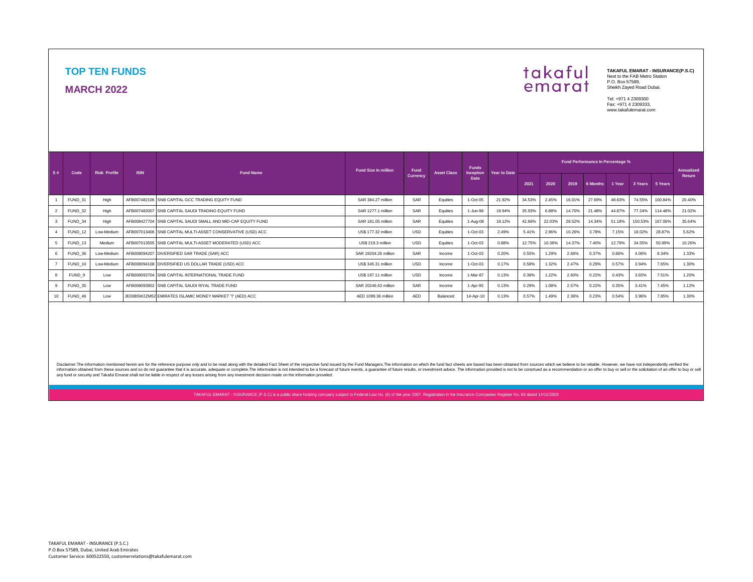# TOP TEN FUNDS

## MARCH 2022

takaful emarat

**TAKAFUL EMARAT - INSURANCE(P.S.C)**
Next to the FAB Metro Station
P.O. Box 57589,
Sheikh Zayed Road Dubai.

Tel: +971 4 2309300
Fax: +971 4 2309333,
www.takafulemarat.com

| S # | Code | Risk Profile | ISIN | Fund Name | Fund Size In million | Fund Currency | Asset Class | Funds Inception Date | Year to Date | Fund Performance In Percentage % | | | | | | | Annualized Return |
|---|---|---|---|---|---|---|---|---|---|---|---|---|---|---|---|---|---|
| | | | | | | | | | | 2021 | 2020 | 2019 | 6 Months | 1 Year | 3 Years | 5 Years | |
| 1 | FUND_31 | High | AFB007482106 | SNB CAPITAL GCC TRADING EQUITY FUND | SAR 384.27 million | SAR | Equities | 1-Oct-05 | 21.92% | 34.53% | 2.45% | 16.01% | 27.69% | 48.63% | 74.55% | 100.84% | 20.40% |
| 2 | FUND_32 | High | AFB007482007 | SNB CAPITAL SAUDI TRADING EQUITY FUND | SAR 1277.1 million | SAR | Equities | 1-Jun-98 | 19.94% | 35.93% | 6.88% | 14.70% | 21.48% | 44.87% | 77.24% | 114.48% | 21.02% |
| 3 | FUND_34 | High | AFB008427704 | SNB CAPITAL SAUDI SMALL AND MID-CAP EQUITY FUND | SAR 181.05 million | SAR | Equities | 1-Aug-08 | 19.12% | 42.66% | 22.03% | 28.52% | 14.34% | 51.18% | 150.53% | 167.06% | 35.64% |
| 4 | FUND_12 | Low-Medium | AFB007013406 | SNB CAPITAL MULTI-ASSET CONSERVATIVE (USD) ACC | US$ 177.32 million | USD | Equities | 1-Oct-03 | 2.49% | 5.41% | 2.96% | 10.26% | 3.78% | 7.15% | 18.02% | 28.87% | 5.62% |
| 5 | FUND_13 | Medium | AFB007013505 | SNB CAPITAL MULTI-ASSET MODERATED (USD) ACC | US$ 219.3 million | USD | Equities | 1-Oct-03 | 0.88% | 12.75% | 10.36% | 14.37% | 7.40% | 12.79% | 34.55% | 50.99% | 10.26% |
| 6 | FUND_36 | Low-Medium | AFB008094207 | DIVERSIFIED SAR TRADE (SAR) ACC | SAR 19204.26 million | SAR | Income | 1-Oct-03 | 0.20% | 0.55% | 1.29% | 2.66% | 0.37% | 0.66% | 4.06% | 8.34% | 1.33% |
| 7 | FUND_10 | Low-Medium | AFB008094108 | DIVERSIFIED US DOLLAR TRADE (USD) ACC | US$ 345.31 million | USD | Income | 1-Oct-03 | 0.17% | 0.58% | 1.32% | 2.47% | 0.29% | 0.57% | 3.94% | 7.65% | 1.30% |
| 8 | FUND_9 | Low | AFB008093704 | SNB CAPITAL INTERNATIONAL TRADE FUND | US$ 197.11 million | USD | Income | 1-Mar-87 | 0.13% | 0.38% | 1.22% | 2.60% | 0.22% | 0.43% | 3.65% | 7.51% | 1.20% |
| 9 | FUND_35 | Low | AFB008093902 | SNB CAPITAL SAUDI RIYAL TRADE FUND | SAR 20246.63 million | SAR | Income | 1-Apr-95 | 0.13% | 0.29% | 1.08% | 2.57% | 0.22% | 0.35% | 3.41% | 7.45% | 1.12% |
| 10 | FUND_46 | Low | JE00B5W2ZM52 | EMIRATES ISLAMIC MONEY MARKET "I" (AED) ACC | AED 1099.36 million | AED | Balanced | 14-Apr-10 | 0.13% | 0.57% | 1.49% | 2.36% | 0.23% | 0.54% | 3.96% | 7.85% | 1.30% |

Disclaimer:The information mentioned herein are for the reference purpose only and to be read along with the detailed Fact Sheet of the respective fund issued by the Fund Managers.The information on which the fund fact sheets are based has been obtained from sources which we believe to be reliable. However, we have not independently verified the information obtained from these sources and so do not guarantee that it is accurate, adequate or complete.The information is not intended to be a forecast of future events, a guarantee of future results, or investment advice. The information provided is not to be construed as a recommendation or an offer to buy or sell or the solicitation of an offer to buy or sell any fund or security and Takaful Emarat shall not be liable in respect of any losses arising from any investment decision made on the information provided.

TAKAFUL EMARAT - INSURANCE (P.S.C) is a public share holding company subject to Federal Law No. (6) of the year 2007. Registration in the Insurance Companies Register No. 86 dated 14/10/2008

TAKAFUL EMARAT - INSURANCE (P.S.C.)
P.O.Box 57589, Dubai, United Arab Emirates
Customer Service: 600522550, customerrelations@takafulemarat.com